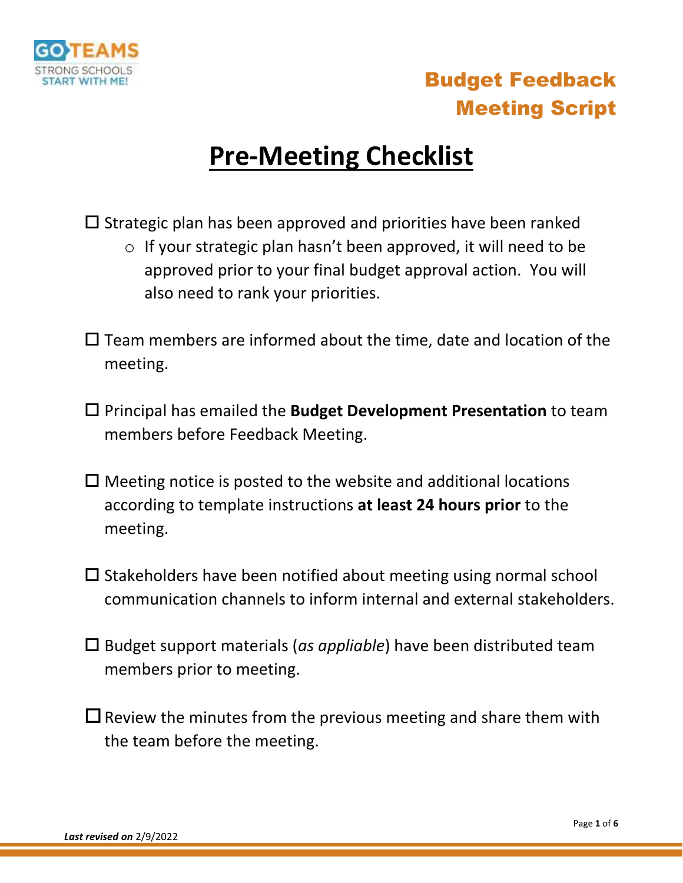# Budget Feedback Meeting Script

## Pre-Meeting Checklist

- ☐ Strategic plan has been approved and priorities have been ranked
  - If your strategic plan hasn't been approved, it will need to be approved prior to your final budget approval action. You will also need to rank your priorities.
- ☐ Team members are informed about the time, date and location of the meeting.
- ☐ Principal has emailed the **Budget Development Presentation** to team members before Feedback Meeting.
- ☐ Meeting notice is posted to the website and additional locations according to template instructions **at least 24 hours prior** to the meeting.
- ☐ Stakeholders have been notified about meeting using normal school communication channels to inform internal and external stakeholders.
- ☐ Budget support materials (*as appliable*) have been distributed team members prior to meeting.
- ☐ Review the minutes from the previous meeting and share them with the team before the meeting.

***Last revised on*** 2/9/2022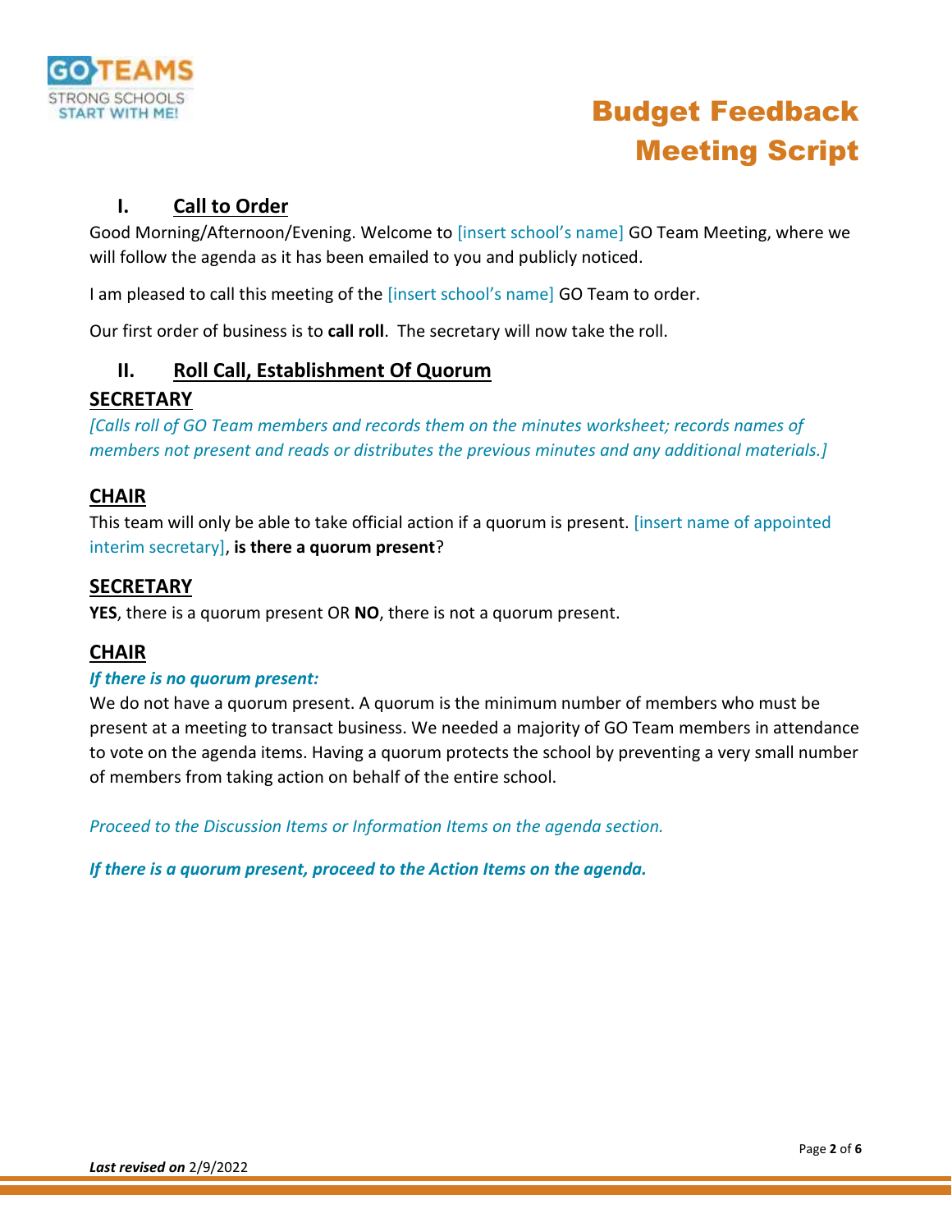# Budget Feedback Meeting Script

## I. Call to Order

Good Morning/Afternoon/Evening. Welcome to [insert school's name] GO Team Meeting, where we will follow the agenda as it has been emailed to you and publicly noticed.

I am pleased to call this meeting of the [insert school's name] GO Team to order.

Our first order of business is to **call roll**. The secretary will now take the roll.

## II. Roll Call, Establishment Of Quorum

### SECRETARY

*[Calls roll of GO Team members and records them on the minutes worksheet; records names of members not present and reads or distributes the previous minutes and any additional materials.]*

### CHAIR

This team will only be able to take official action if a quorum is present. [insert name of appointed interim secretary], **is there a quorum present**?

### SECRETARY

**YES**, there is a quorum present OR **NO**, there is not a quorum present.

### CHAIR

***If there is no quorum present:***

We do not have a quorum present. A quorum is the minimum number of members who must be present at a meeting to transact business. We needed a majority of GO Team members in attendance to vote on the agenda items. Having a quorum protects the school by preventing a very small number of members from taking action on behalf of the entire school.

*Proceed to the Discussion Items or Information Items on the agenda section.*

***If there is a quorum present, proceed to the Action Items on the agenda.***

***Last revised on*** 2/9/2022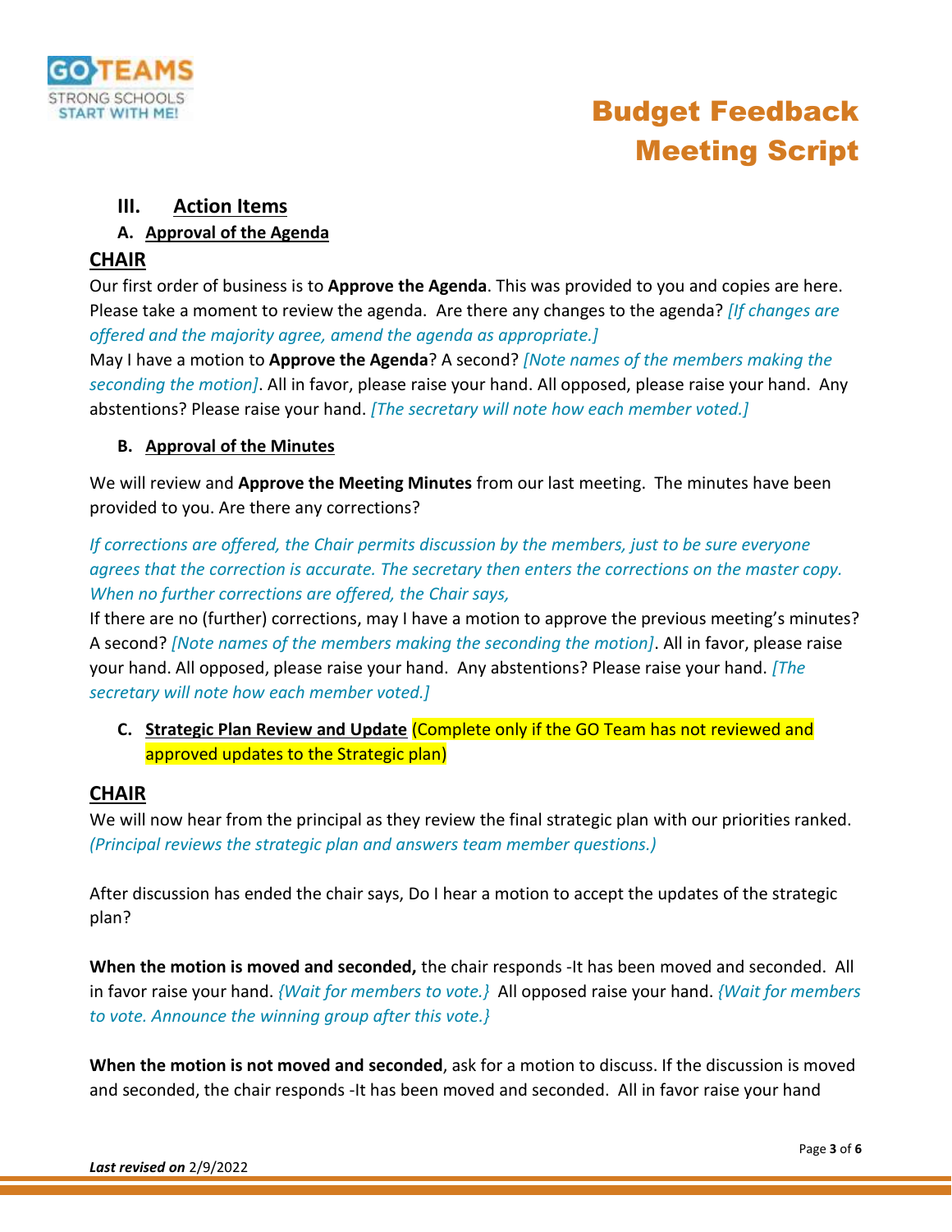## III. Action Items

### A. Approval of the Agenda

**CHAIR**

Our first order of business is to **Approve the Agenda**. This was provided to you and copies are here. Please take a moment to review the agenda. Are there any changes to the agenda? *[If changes are offered and the majority agree, amend the agenda as appropriate.]*

May I have a motion to **Approve the Agenda**? A second? *[Note names of the members making the seconding the motion]*. All in favor, please raise your hand. All opposed, please raise your hand. Any abstentions? Please raise your hand. *[The secretary will note how each member voted.]*

### B. Approval of the Minutes

We will review and **Approve the Meeting Minutes** from our last meeting. The minutes have been provided to you. Are there any corrections?

*If corrections are offered, the Chair permits discussion by the members, just to be sure everyone agrees that the correction is accurate. The secretary then enters the corrections on the master copy. When no further corrections are offered, the Chair says,*

If there are no (further) corrections, may I have a motion to approve the previous meeting's minutes? A second? *[Note names of the members making the seconding the motion]*. All in favor, please raise your hand. All opposed, please raise your hand. Any abstentions? Please raise your hand. *[The secretary will note how each member voted.]*

### C. Strategic Plan Review and Update (Complete only if the GO Team has not reviewed and approved updates to the Strategic plan)

**CHAIR**

We will now hear from the principal as they review the final strategic plan with our priorities ranked. *(Principal reviews the strategic plan and answers team member questions.)*

After discussion has ended the chair says, Do I hear a motion to accept the updates of the strategic plan?

**When the motion is moved and seconded,** the chair responds -It has been moved and seconded. All in favor raise your hand. *{Wait for members to vote.}* All opposed raise your hand. *{Wait for members to vote. Announce the winning group after this vote.}*

**When the motion is not moved and seconded**, ask for a motion to discuss. If the discussion is moved and seconded, the chair responds -It has been moved and seconded. All in favor raise your hand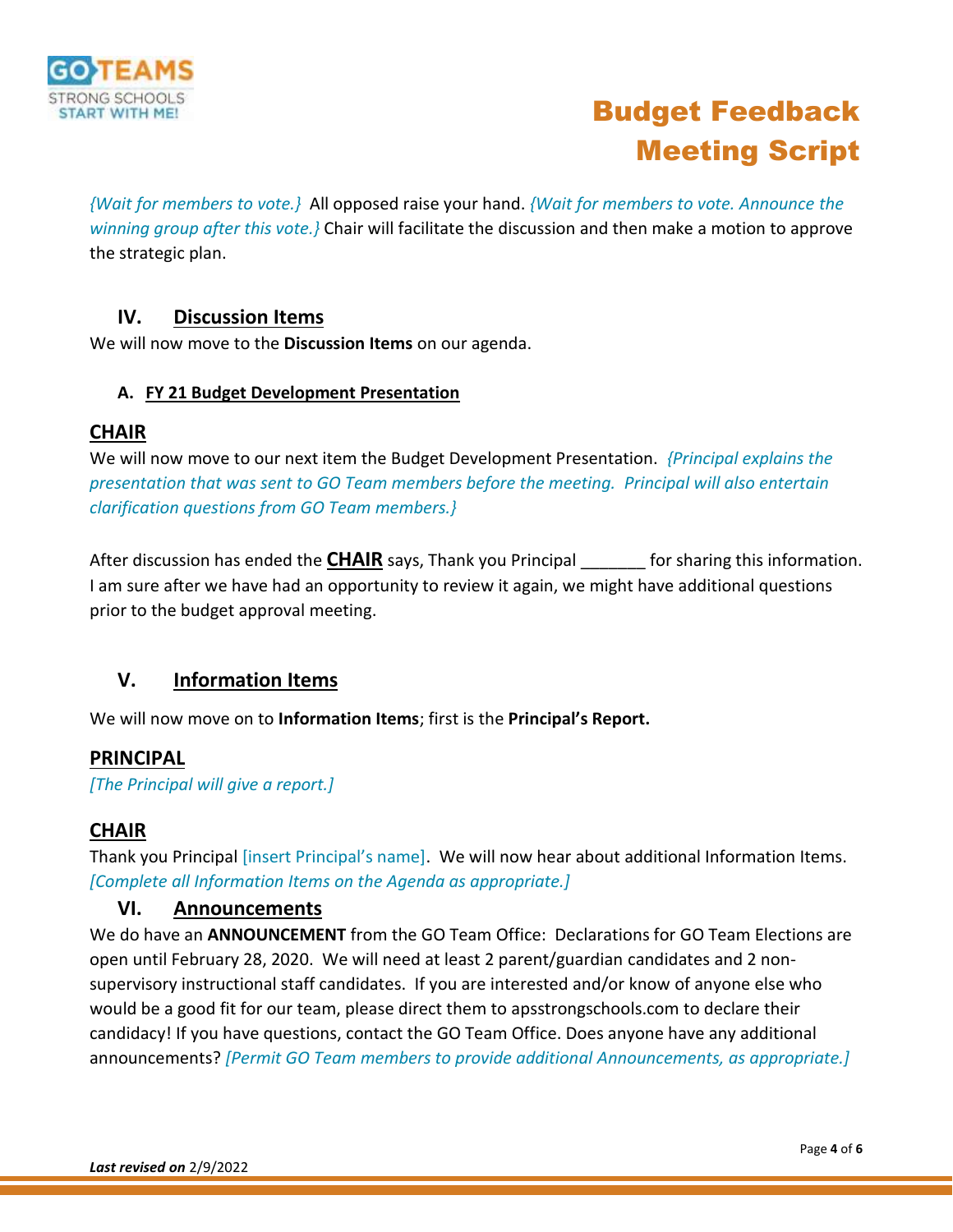*{Wait for members to vote.}* All opposed raise your hand. *{Wait for members to vote. Announce the winning group after this vote.}* Chair will facilitate the discussion and then make a motion to approve the strategic plan.

## IV. Discussion Items

We will now move to the **Discussion Items** on our agenda.

### A. FY 21 Budget Development Presentation

**CHAIR**

We will now move to our next item the Budget Development Presentation. *{Principal explains the presentation that was sent to GO Team members before the meeting. Principal will also entertain clarification questions from GO Team members.}*

After discussion has ended the **CHAIR** says, Thank you Principal _______ for sharing this information. I am sure after we have had an opportunity to review it again, we might have additional questions prior to the budget approval meeting.

## V. Information Items

We will now move on to **Information Items**; first is the **Principal's Report.**

**PRINCIPAL**

*[The Principal will give a report.]*

**CHAIR**

Thank you Principal [insert Principal's name]. We will now hear about additional Information Items. *[Complete all Information Items on the Agenda as appropriate.]*

## VI. Announcements

We do have an **ANNOUNCEMENT** from the GO Team Office: Declarations for GO Team Elections are open until February 28, 2020. We will need at least 2 parent/guardian candidates and 2 non-supervisory instructional staff candidates. If you are interested and/or know of anyone else who would be a good fit for our team, please direct them to apsstrongschools.com to declare their candidacy! If you have questions, contact the GO Team Office. Does anyone have any additional announcements? *[Permit GO Team members to provide additional Announcements, as appropriate.]*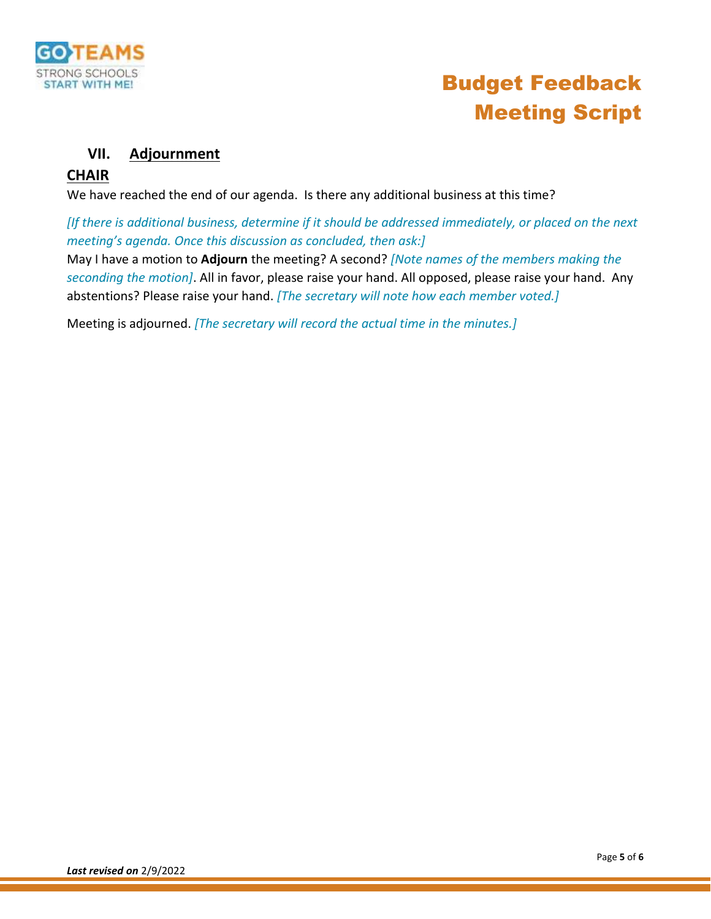## VII. Adjournment

**CHAIR**

We have reached the end of our agenda. Is there any additional business at this time?

*[If there is additional business, determine if it should be addressed immediately, or placed on the next meeting's agenda. Once this discussion as concluded, then ask:]*

May I have a motion to **Adjourn** the meeting? A second? *[Note names of the members making the seconding the motion]*. All in favor, please raise your hand. All opposed, please raise your hand. Any abstentions? Please raise your hand. *[The secretary will note how each member voted.]*

Meeting is adjourned. *[The secretary will record the actual time in the minutes.]*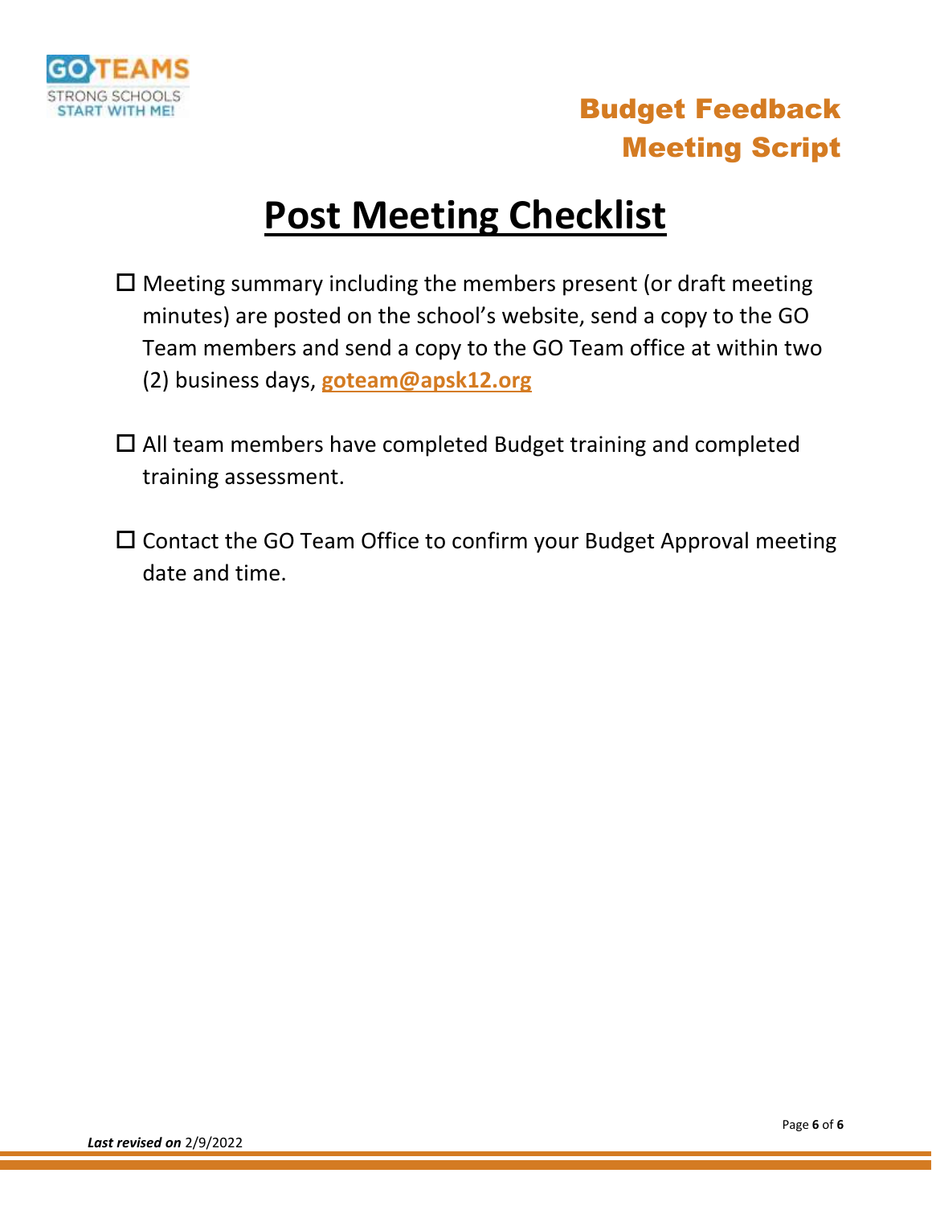# Post Meeting Checklist

- ☐ Meeting summary including the members present (or draft meeting minutes) are posted on the school's website, send a copy to the GO Team members and send a copy to the GO Team office at within two (2) business days, **goteam@apsk12.org**

- ☐ All team members have completed Budget training and completed training assessment.

- ☐ Contact the GO Team Office to confirm your Budget Approval meeting date and time.